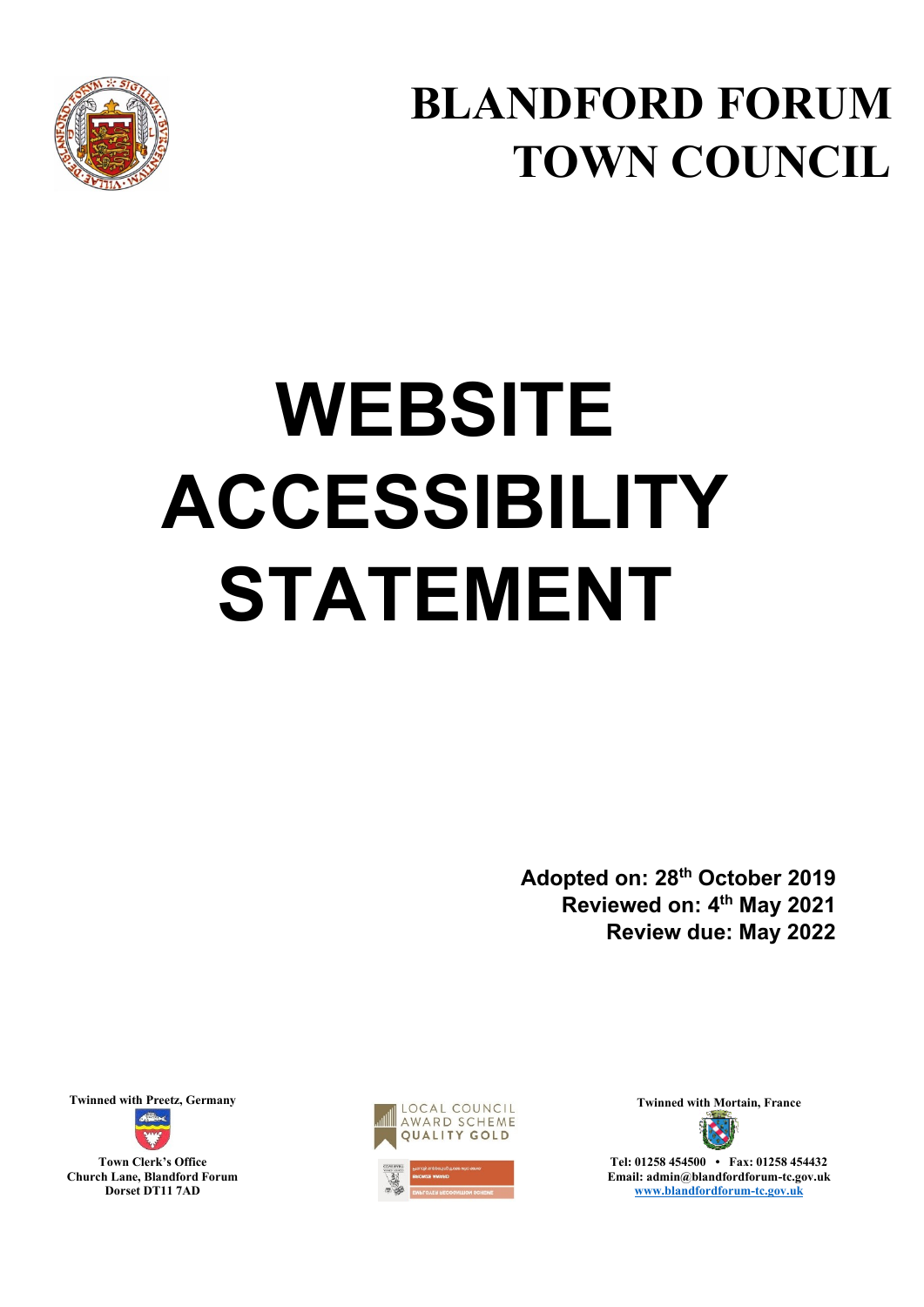# BLANDFORD FORUM TOWN COUNCIL

# WEBSITE ACCESSIBILITY STATEMENT

**Adopted on: 28th October 2019**
**Reviewed on: 4th May 2021**
**Review due: May 2022**

**Twinned with Preetz, Germany**

**Town Clerk's Office**
**Church Lane, Blandford Forum**
**Dorset DT11 7AD**

LOCAL COUNCIL AWARD SCHEME QUALITY GOLD

**Twinned with Mortain, France**

**Tel: 01258 454500 • Fax: 01258 454432**
**Email: admin@blandfordforum-tc.gov.uk**
**www.blandfordforum-tc.gov.uk**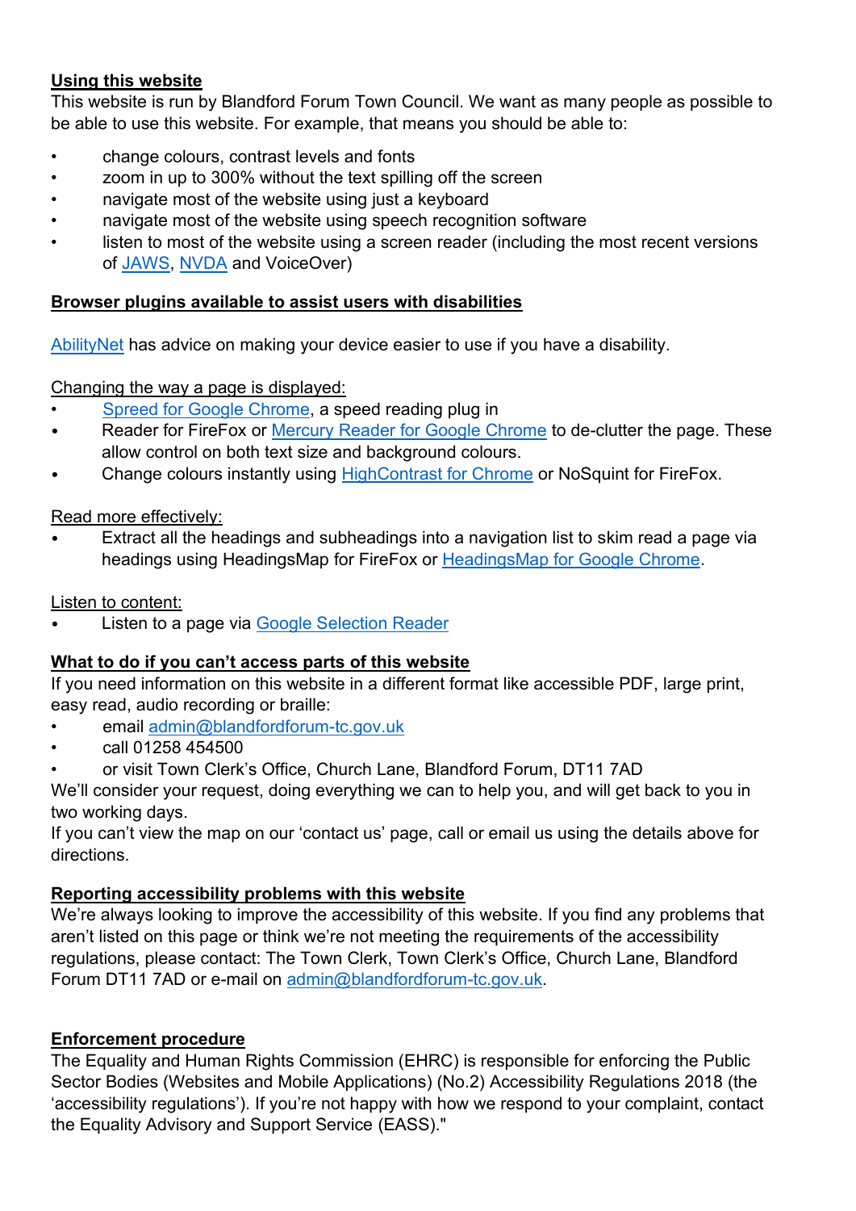**Using this website**

This website is run by Blandford Forum Town Council. We want as many people as possible to be able to use this website. For example, that means you should be able to:

- change colours, contrast levels and fonts
- zoom in up to 300% without the text spilling off the screen
- navigate most of the website using just a keyboard
- navigate most of the website using speech recognition software
- listen to most of the website using a screen reader (including the most recent versions of JAWS, NVDA and VoiceOver)

**Browser plugins available to assist users with disabilities**

AbilityNet has advice on making your device easier to use if you have a disability.

Changing the way a page is displayed:

- Spreed for Google Chrome, a speed reading plug in
- Reader for FireFox or Mercury Reader for Google Chrome to de-clutter the page. These allow control on both text size and background colours.
- Change colours instantly using HighContrast for Chrome or NoSquint for FireFox.

Read more effectively:

- Extract all the headings and subheadings into a navigation list to skim read a page via headings using HeadingsMap for FireFox or HeadingsMap for Google Chrome.

Listen to content:

- Listen to a page via Google Selection Reader

**What to do if you can't access parts of this website**

If you need information on this website in a different format like accessible PDF, large print, easy read, audio recording or braille:

- email admin@blandfordforum-tc.gov.uk
- call 01258 454500
- or visit Town Clerk's Office, Church Lane, Blandford Forum, DT11 7AD

We'll consider your request, doing everything we can to help you, and will get back to you in two working days.

If you can't view the map on our 'contact us' page, call or email us using the details above for directions.

**Reporting accessibility problems with this website**

We're always looking to improve the accessibility of this website. If you find any problems that aren't listed on this page or think we're not meeting the requirements of the accessibility regulations, please contact: The Town Clerk, Town Clerk's Office, Church Lane, Blandford Forum DT11 7AD or e-mail on admin@blandfordforum-tc.gov.uk.

**Enforcement procedure**

The Equality and Human Rights Commission (EHRC) is responsible for enforcing the Public Sector Bodies (Websites and Mobile Applications) (No.2) Accessibility Regulations 2018 (the 'accessibility regulations'). If you're not happy with how we respond to your complaint, contact the Equality Advisory and Support Service (EASS)."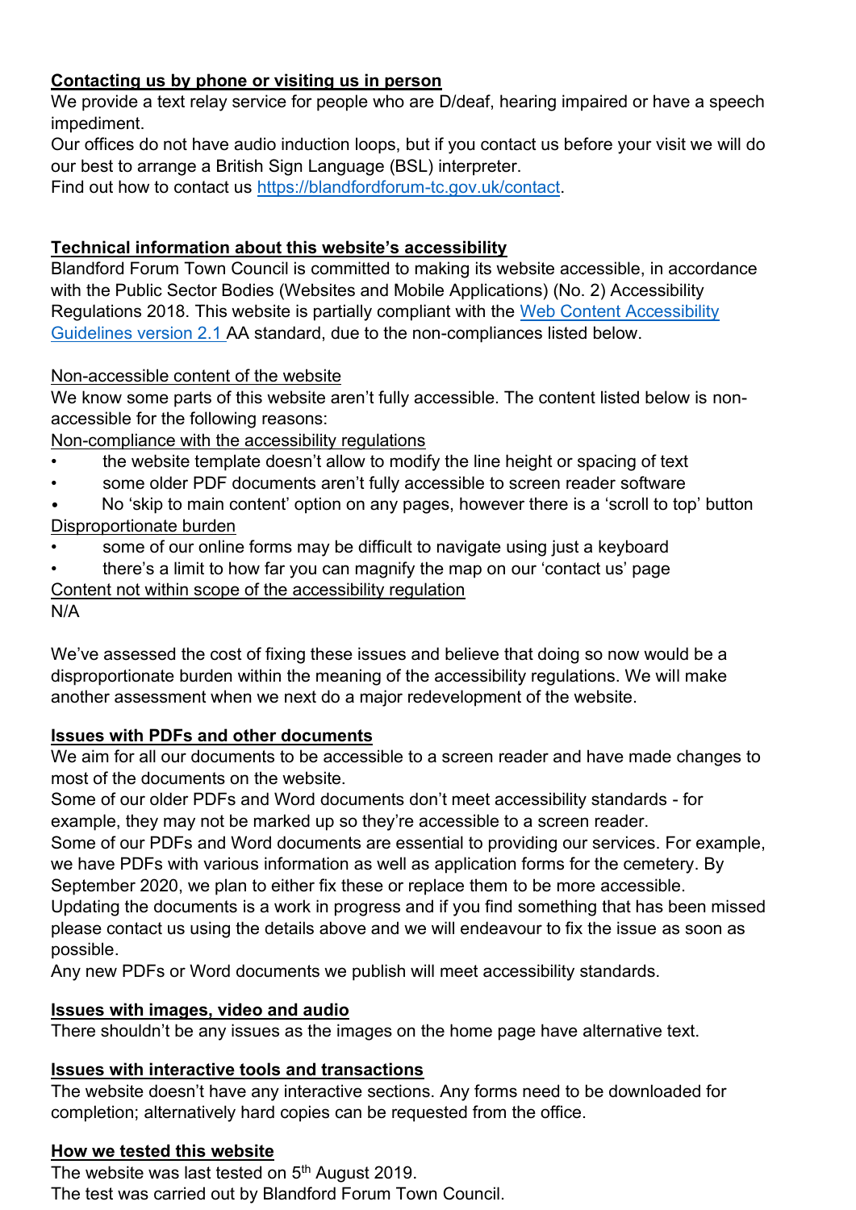## Contacting us by phone or visiting us in person

We provide a text relay service for people who are D/deaf, hearing impaired or have a speech impediment.

Our offices do not have audio induction loops, but if you contact us before your visit we will do our best to arrange a British Sign Language (BSL) interpreter.

Find out how to contact us [https://blandfordforum-tc.gov.uk/contact](https://blandfordforum-tc.gov.uk/contact).

## Technical information about this website's accessibility

Blandford Forum Town Council is committed to making its website accessible, in accordance with the Public Sector Bodies (Websites and Mobile Applications) (No. 2) Accessibility Regulations 2018. This website is partially compliant with the [Web Content Accessibility Guidelines version 2.1](#) AA standard, due to the non-compliances listed below.

### Non-accessible content of the website

We know some parts of this website aren't fully accessible. The content listed below is non-accessible for the following reasons:

#### Non-compliance with the accessibility regulations

- the website template doesn't allow to modify the line height or spacing of text
- some older PDF documents aren't fully accessible to screen reader software
- No 'skip to main content' option on any pages, however there is a 'scroll to top' button

#### Disproportionate burden

- some of our online forms may be difficult to navigate using just a keyboard
- there's a limit to how far you can magnify the map on our 'contact us' page

#### Content not within scope of the accessibility regulation

N/A

We've assessed the cost of fixing these issues and believe that doing so now would be a disproportionate burden within the meaning of the accessibility regulations. We will make another assessment when we next do a major redevelopment of the website.

## Issues with PDFs and other documents

We aim for all our documents to be accessible to a screen reader and have made changes to most of the documents on the website.

Some of our older PDFs and Word documents don't meet accessibility standards - for example, they may not be marked up so they're accessible to a screen reader.

Some of our PDFs and Word documents are essential to providing our services. For example, we have PDFs with various information as well as application forms for the cemetery. By September 2020, we plan to either fix these or replace them to be more accessible.

Updating the documents is a work in progress and if you find something that has been missed please contact us using the details above and we will endeavour to fix the issue as soon as possible.

Any new PDFs or Word documents we publish will meet accessibility standards.

## Issues with images, video and audio

There shouldn't be any issues as the images on the home page have alternative text.

## Issues with interactive tools and transactions

The website doesn't have any interactive sections. Any forms need to be downloaded for completion; alternatively hard copies can be requested from the office.

## How we tested this website

The website was last tested on 5th August 2019.

The test was carried out by Blandford Forum Town Council.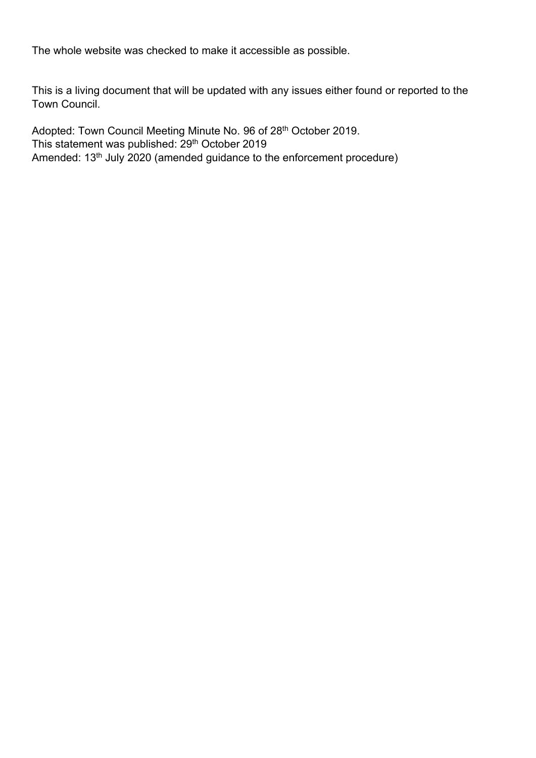The whole website was checked to make it accessible as possible.

This is a living document that will be updated with any issues either found or reported to the Town Council.

Adopted: Town Council Meeting Minute No. 96 of 28th October 2019.
This statement was published: 29th October 2019
Amended: 13th July 2020 (amended guidance to the enforcement procedure)